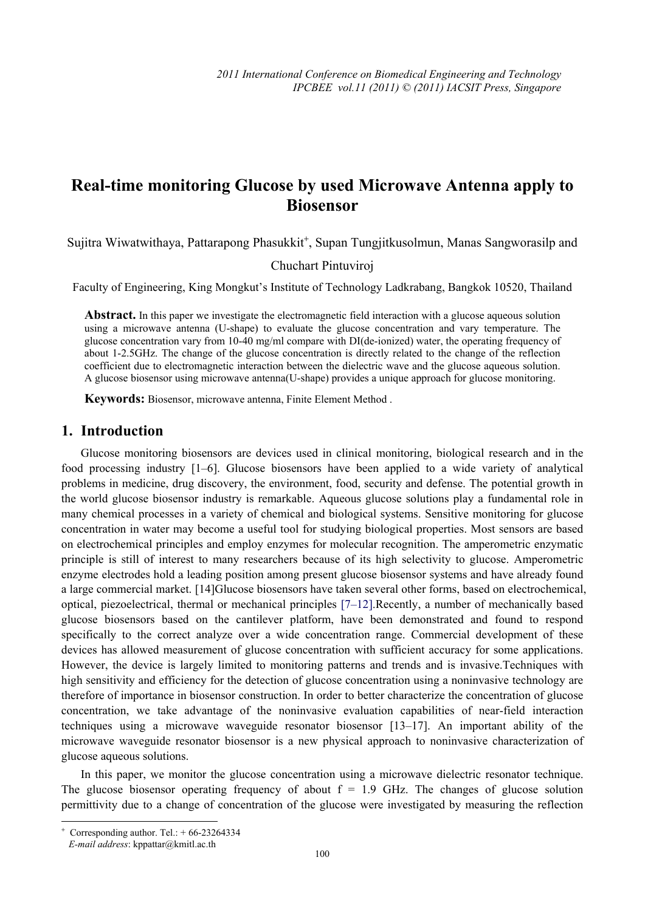# Real-time monitoring Glucose by used Microwave Antenna apply to Biosensor

Sujitra Wiwatwithaya, Pattarapong Phasukkit[+], Supan Tungjitkusolmun, Manas Sangworasilp and Chuchart Pintuviroj

Faculty of Engineering, King Mongkut's Institute of Technology Ladkrabang, Bangkok 10520, Thailand

**Abstract.** In this paper we investigate the electromagnetic field interaction with a glucose aqueous solution using a microwave antenna (U-shape) to evaluate the glucose concentration and vary temperature. The glucose concentration vary from 10-40 mg/ml compare with DI(de-ionized) water, the operating frequency of about 1-2.5GHz. The change of the glucose concentration is directly related to the change of the reflection coefficient due to electromagnetic interaction between the dielectric wave and the glucose aqueous solution. A glucose biosensor using microwave antenna(U-shape) provides a unique approach for glucose monitoring.

**Keywords:** Biosensor, microwave antenna, Finite Element Method .

## 1. Introduction

Glucose monitoring biosensors are devices used in clinical monitoring, biological research and in the food processing industry [1–6]. Glucose biosensors have been applied to a wide variety of analytical problems in medicine, drug discovery, the environment, food, security and defense. The potential growth in the world glucose biosensor industry is remarkable. Aqueous glucose solutions play a fundamental role in many chemical processes in a variety of chemical and biological systems. Sensitive monitoring for glucose concentration in water may become a useful tool for studying biological properties. Most sensors are based on electrochemical principles and employ enzymes for molecular recognition. The amperometric enzymatic principle is still of interest to many researchers because of its high selectivity to glucose. Amperometric enzyme electrodes hold a leading position among present glucose biosensor systems and have already found a large commercial market. [14]Glucose biosensors have taken several other forms, based on electrochemical, optical, piezoelectrical, thermal or mechanical principles [7–12].Recently, a number of mechanically based glucose biosensors based on the cantilever platform, have been demonstrated and found to respond specifically to the correct analyze over a wide concentration range. Commercial development of these devices has allowed measurement of glucose concentration with sufficient accuracy for some applications. However, the device is largely limited to monitoring patterns and trends and is invasive.Techniques with high sensitivity and efficiency for the detection of glucose concentration using a noninvasive technology are therefore of importance in biosensor construction. In order to better characterize the concentration of glucose concentration, we take advantage of the noninvasive evaluation capabilities of near-field interaction techniques using a microwave waveguide resonator biosensor [13–17]. An important ability of the microwave waveguide resonator biosensor is a new physical approach to noninvasive characterization of glucose aqueous solutions.

In this paper, we monitor the glucose concentration using a microwave dielectric resonator technique. The glucose biosensor operating frequency of about f = 1.9 GHz. The changes of glucose solution permittivity due to a change of concentration of the glucose were investigated by measuring the reflection

[+] Corresponding author. Tel.: + 66-23264334
*E-mail address*: kppattar@kmitl.ac.th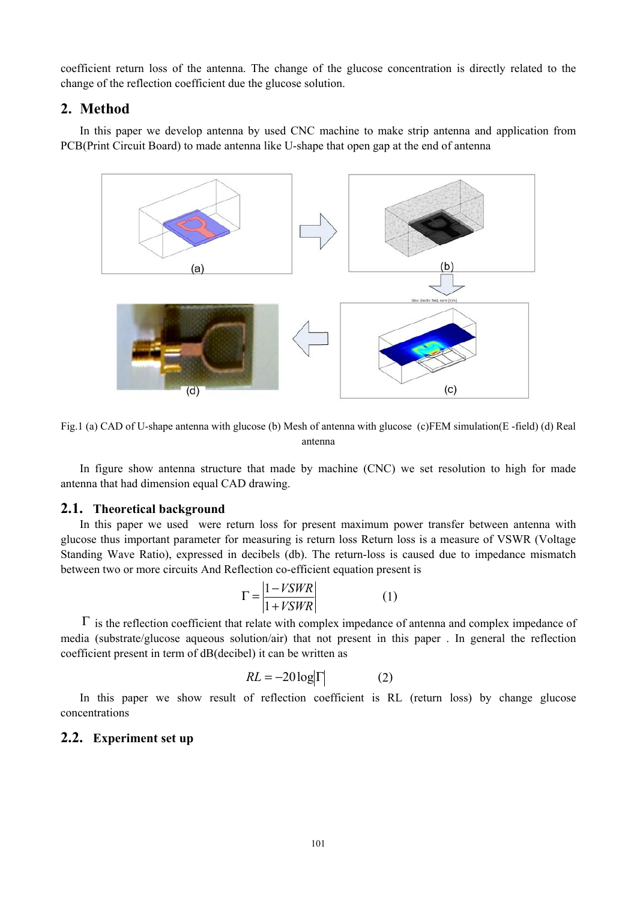coefficient return loss of the antenna. The change of the glucose concentration is directly related to the change of the reflection coefficient due the glucose solution.

## 2. Method

In this paper we develop antenna by used CNC machine to make strip antenna and application from PCB(Print Circuit Board) to made antenna like U-shape that open gap at the end of antenna

Fig.1 (a) CAD of U-shape antenna with glucose (b) Mesh of antenna with glucose (c)FEM simulation(E -field) (d) Real antenna

In figure show antenna structure that made by machine (CNC) we set resolution to high for made antenna that had dimension equal CAD drawing.

### 2.1. Theoretical background

In this paper we used were return loss for present maximum power transfer between antenna with glucose thus important parameter for measuring is return loss Return loss is a measure of VSWR (Voltage Standing Wave Ratio), expressed in decibels (db). The return-loss is caused due to impedance mismatch between two or more circuits And Reflection co-efficient equation present is

$$\Gamma = \left| \frac{1 - VSWR}{1 + VSWR} \right| \qquad (1)$$

$\Gamma$ is the reflection coefficient that relate with complex impedance of antenna and complex impedance of media (substrate/glucose aqueous solution/air) that not present in this paper . In general the reflection coefficient present in term of dB(decibel) it can be written as

$$RL = -20\log|\Gamma| \qquad (2)$$

In this paper we show result of reflection coefficient is RL (return loss) by change glucose concentrations

### 2.2. Experiment set up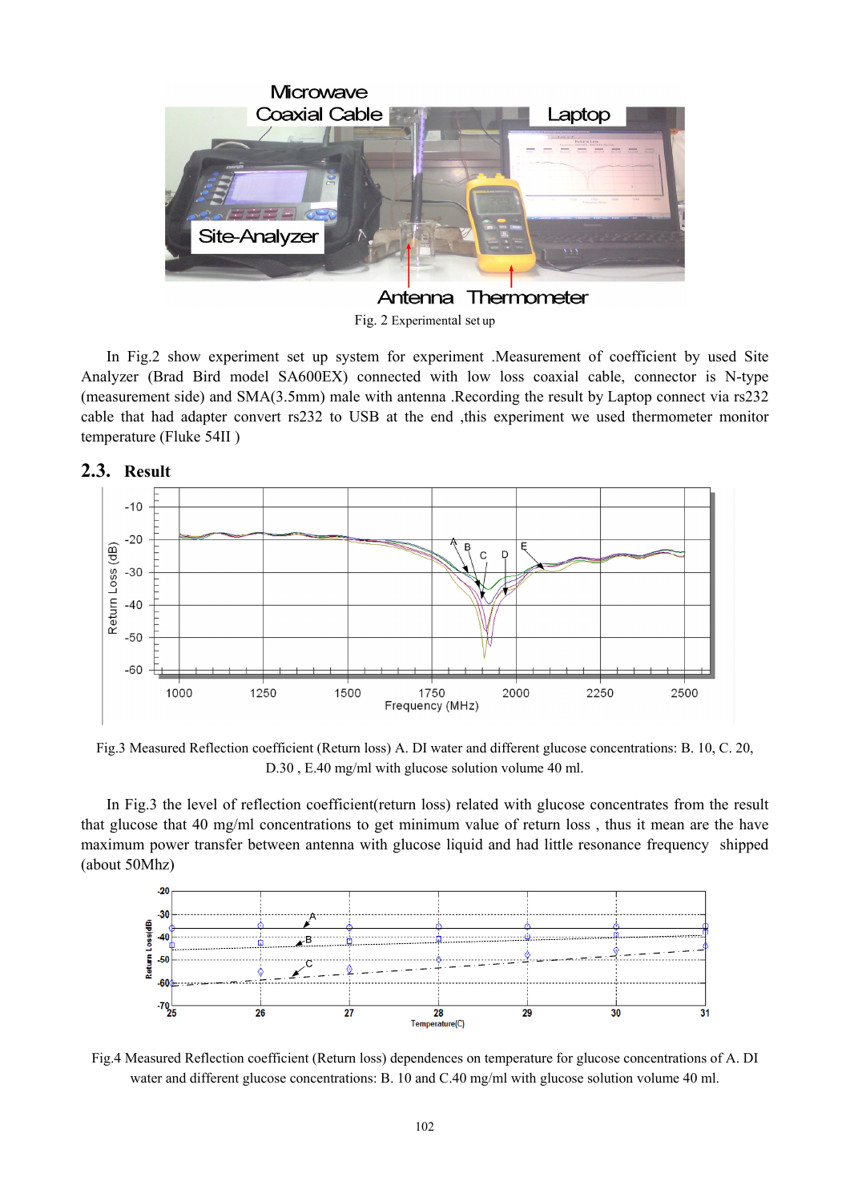Fig. 2 Experimental set up

In Fig.2 show experiment set up system for experiment .Measurement of coefficient by used Site Analyzer (Brad Bird model SA600EX) connected with low loss coaxial cable, connector is N-type (measurement side) and SMA(3.5mm) male with antenna .Recording the result by Laptop connect via rs232 cable that had adapter convert rs232 to USB at the end ,this experiment we used thermometer monitor temperature (Fluke 54II )

## 2.3. Result

Fig.3 Measured Reflection coefficient (Return loss) A. DI water and different glucose concentrations: B. 10, C. 20, D.30 , E.40 mg/ml with glucose solution volume 40 ml.

In Fig.3 the level of reflection coefficient(return loss) related with glucose concentrates from the result that glucose that 40 mg/ml concentrations to get minimum value of return loss , thus it mean are the have maximum power transfer between antenna with glucose liquid and had little resonance frequency shipped (about 50Mhz)

Fig.4 Measured Reflection coefficient (Return loss) dependences on temperature for glucose concentrations of A. DI water and different glucose concentrations: B. 10 and C.40 mg/ml with glucose solution volume 40 ml.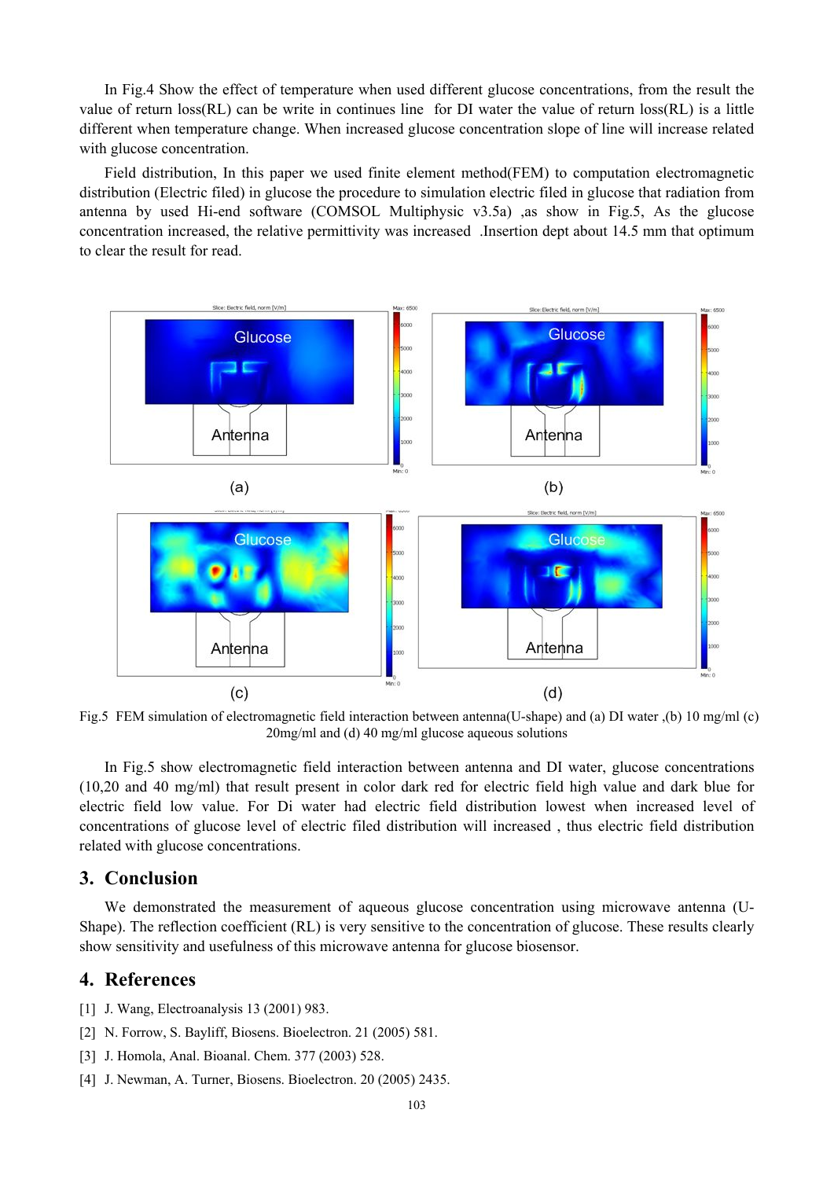In Fig.4 Show the effect of temperature when used different glucose concentrations, from the result the value of return loss(RL) can be write in continues line for DI water the value of return loss(RL) is a little different when temperature change. When increased glucose concentration slope of line will increase related with glucose concentration.

Field distribution, In this paper we used finite element method(FEM) to computation electromagnetic distribution (Electric filed) in glucose the procedure to simulation electric filed in glucose that radiation from antenna by used Hi-end software (COMSOL Multiphysic v3.5a) ,as show in Fig.5, As the glucose concentration increased, the relative permittivity was increased .Insertion dept about 14.5 mm that optimum to clear the result for read.

Fig.5 FEM simulation of electromagnetic field interaction between antenna(U-shape) and (a) DI water ,(b) 10 mg/ml (c) 20mg/ml and (d) 40 mg/ml glucose aqueous solutions

In Fig.5 show electromagnetic field interaction between antenna and DI water, glucose concentrations (10,20 and 40 mg/ml) that result present in color dark red for electric field high value and dark blue for electric field low value. For Di water had electric field distribution lowest when increased level of concentrations of glucose level of electric filed distribution will increased , thus electric field distribution related with glucose concentrations.

## 3. Conclusion

We demonstrated the measurement of aqueous glucose concentration using microwave antenna (U-Shape). The reflection coefficient (RL) is very sensitive to the concentration of glucose. These results clearly show sensitivity and usefulness of this microwave antenna for glucose biosensor.

## 4. References

[1] J. Wang, Electroanalysis 13 (2001) 983.

[2] N. Forrow, S. Bayliff, Biosens. Bioelectron. 21 (2005) 581.

[3] J. Homola, Anal. Bioanal. Chem. 377 (2003) 528.

[4] J. Newman, A. Turner, Biosens. Bioelectron. 20 (2005) 2435.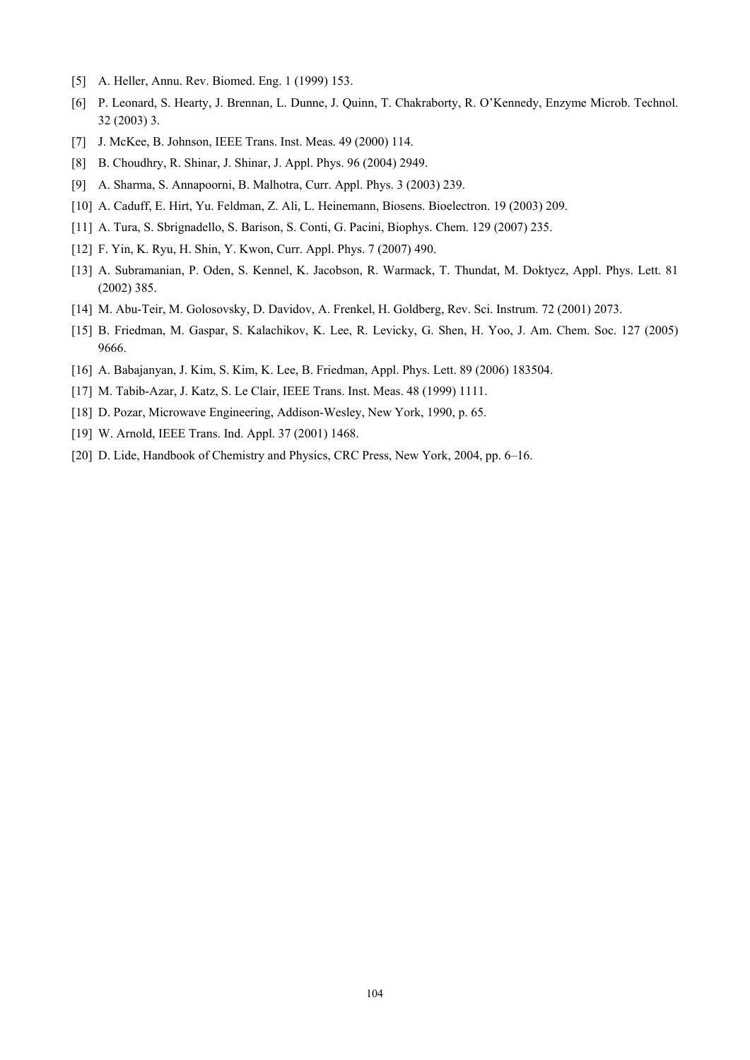[5] A. Heller, Annu. Rev. Biomed. Eng. 1 (1999) 153.

[6] P. Leonard, S. Hearty, J. Brennan, L. Dunne, J. Quinn, T. Chakraborty, R. O'Kennedy, Enzyme Microb. Technol. 32 (2003) 3.

[7] J. McKee, B. Johnson, IEEE Trans. Inst. Meas. 49 (2000) 114.

[8] B. Choudhry, R. Shinar, J. Shinar, J. Appl. Phys. 96 (2004) 2949.

[9] A. Sharma, S. Annapoorni, B. Malhotra, Curr. Appl. Phys. 3 (2003) 239.

[10] A. Caduff, E. Hirt, Yu. Feldman, Z. Ali, L. Heinemann, Biosens. Bioelectron. 19 (2003) 209.

[11] A. Tura, S. Sbrignadello, S. Barison, S. Conti, G. Pacini, Biophys. Chem. 129 (2007) 235.

[12] F. Yin, K. Ryu, H. Shin, Y. Kwon, Curr. Appl. Phys. 7 (2007) 490.

[13] A. Subramanian, P. Oden, S. Kennel, K. Jacobson, R. Warmack, T. Thundat, M. Doktycz, Appl. Phys. Lett. 81 (2002) 385.

[14] M. Abu-Teir, M. Golosovsky, D. Davidov, A. Frenkel, H. Goldberg, Rev. Sci. Instrum. 72 (2001) 2073.

[15] B. Friedman, M. Gaspar, S. Kalachikov, K. Lee, R. Levicky, G. Shen, H. Yoo, J. Am. Chem. Soc. 127 (2005) 9666.

[16] A. Babajanyan, J. Kim, S. Kim, K. Lee, B. Friedman, Appl. Phys. Lett. 89 (2006) 183504.

[17] M. Tabib-Azar, J. Katz, S. Le Clair, IEEE Trans. Inst. Meas. 48 (1999) 1111.

[18] D. Pozar, Microwave Engineering, Addison-Wesley, New York, 1990, p. 65.

[19] W. Arnold, IEEE Trans. Ind. Appl. 37 (2001) 1468.

[20] D. Lide, Handbook of Chemistry and Physics, CRC Press, New York, 2004, pp. 6–16.